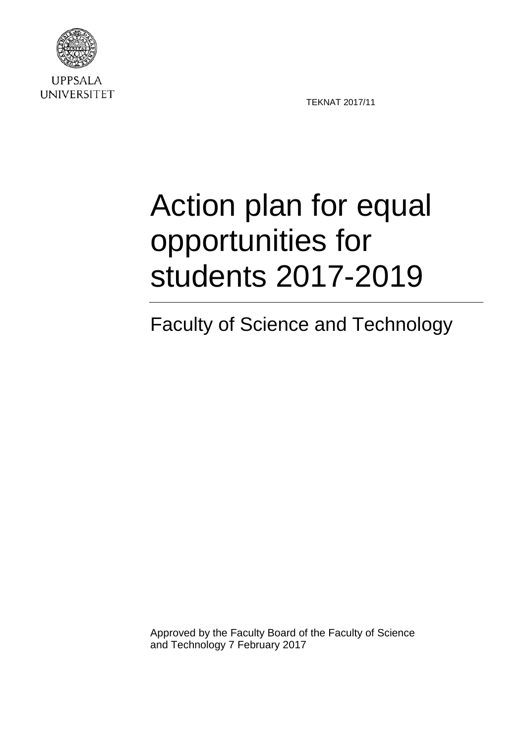UPPSALA UNIVERSITET

TEKNAT 2017/11

# Action plan for equal opportunities for students 2017-2019

## Faculty of Science and Technology

Approved by the Faculty Board of the Faculty of Science and Technology 7 February 2017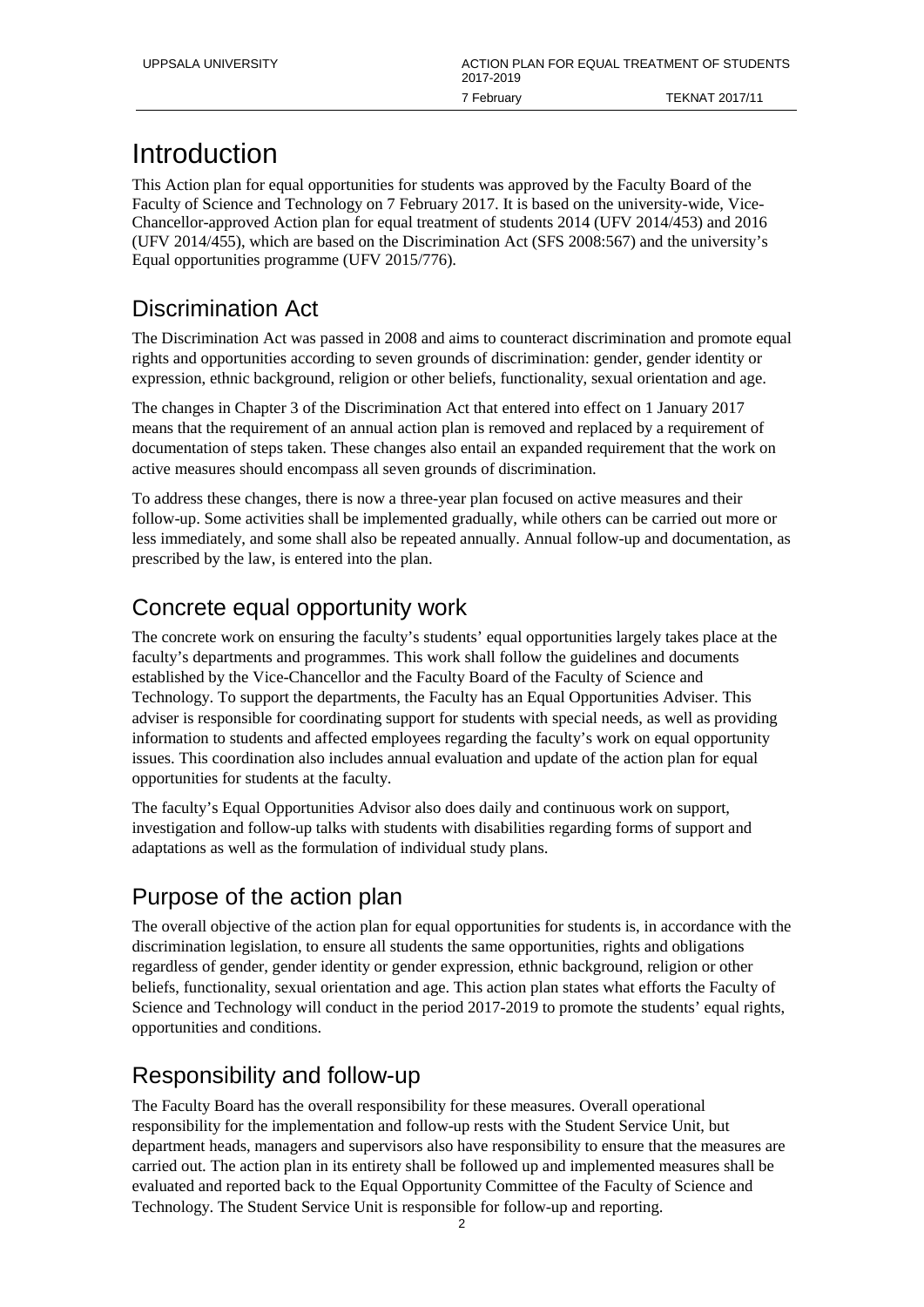# Introduction

This Action plan for equal opportunities for students was approved by the Faculty Board of the Faculty of Science and Technology on 7 February 2017. It is based on the university-wide, Vice-Chancellor-approved Action plan for equal treatment of students 2014 (UFV 2014/453) and 2016 (UFV 2014/455), which are based on the Discrimination Act (SFS 2008:567) and the university's Equal opportunities programme (UFV 2015/776).

## Discrimination Act

The Discrimination Act was passed in 2008 and aims to counteract discrimination and promote equal rights and opportunities according to seven grounds of discrimination: gender, gender identity or expression, ethnic background, religion or other beliefs, functionality, sexual orientation and age.

The changes in Chapter 3 of the Discrimination Act that entered into effect on 1 January 2017 means that the requirement of an annual action plan is removed and replaced by a requirement of documentation of steps taken. These changes also entail an expanded requirement that the work on active measures should encompass all seven grounds of discrimination.

To address these changes, there is now a three-year plan focused on active measures and their follow-up. Some activities shall be implemented gradually, while others can be carried out more or less immediately, and some shall also be repeated annually. Annual follow-up and documentation, as prescribed by the law, is entered into the plan.

## Concrete equal opportunity work

The concrete work on ensuring the faculty's students' equal opportunities largely takes place at the faculty's departments and programmes. This work shall follow the guidelines and documents established by the Vice-Chancellor and the Faculty Board of the Faculty of Science and Technology. To support the departments, the Faculty has an Equal Opportunities Adviser. This adviser is responsible for coordinating support for students with special needs, as well as providing information to students and affected employees regarding the faculty's work on equal opportunity issues. This coordination also includes annual evaluation and update of the action plan for equal opportunities for students at the faculty.

The faculty's Equal Opportunities Advisor also does daily and continuous work on support, investigation and follow-up talks with students with disabilities regarding forms of support and adaptations as well as the formulation of individual study plans.

## Purpose of the action plan

The overall objective of the action plan for equal opportunities for students is, in accordance with the discrimination legislation, to ensure all students the same opportunities, rights and obligations regardless of gender, gender identity or gender expression, ethnic background, religion or other beliefs, functionality, sexual orientation and age. This action plan states what efforts the Faculty of Science and Technology will conduct in the period 2017-2019 to promote the students' equal rights, opportunities and conditions.

## Responsibility and follow-up

The Faculty Board has the overall responsibility for these measures. Overall operational responsibility for the implementation and follow-up rests with the Student Service Unit, but department heads, managers and supervisors also have responsibility to ensure that the measures are carried out. The action plan in its entirety shall be followed up and implemented measures shall be evaluated and reported back to the Equal Opportunity Committee of the Faculty of Science and Technology. The Student Service Unit is responsible for follow-up and reporting.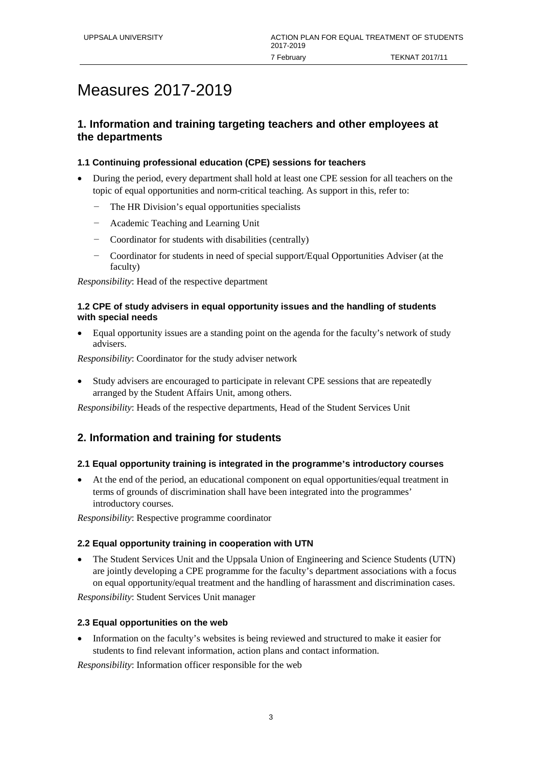# Measures 2017-2019

## 1. Information and training targeting teachers and other employees at the departments

### 1.1 Continuing professional education (CPE) sessions for teachers

- During the period, every department shall hold at least one CPE session for all teachers on the topic of equal opportunities and norm-critical teaching. As support in this, refer to:
  - The HR Division's equal opportunities specialists
  - Academic Teaching and Learning Unit
  - Coordinator for students with disabilities (centrally)
  - Coordinator for students in need of special support/Equal Opportunities Adviser (at the faculty)

*Responsibility*: Head of the respective department

### 1.2 CPE of study advisers in equal opportunity issues and the handling of students with special needs

- Equal opportunity issues are a standing point on the agenda for the faculty's network of study advisers.

*Responsibility*: Coordinator for the study adviser network

- Study advisers are encouraged to participate in relevant CPE sessions that are repeatedly arranged by the Student Affairs Unit, among others.

*Responsibility*: Heads of the respective departments, Head of the Student Services Unit

## 2. Information and training for students

### 2.1 Equal opportunity training is integrated in the programme's introductory courses

- At the end of the period, an educational component on equal opportunities/equal treatment in terms of grounds of discrimination shall have been integrated into the programmes' introductory courses.

*Responsibility*: Respective programme coordinator

### 2.2 Equal opportunity training in cooperation with UTN

- The Student Services Unit and the Uppsala Union of Engineering and Science Students (UTN) are jointly developing a CPE programme for the faculty's department associations with a focus on equal opportunity/equal treatment and the handling of harassment and discrimination cases.

*Responsibility*: Student Services Unit manager

### 2.3 Equal opportunities on the web

- Information on the faculty's websites is being reviewed and structured to make it easier for students to find relevant information, action plans and contact information.

*Responsibility*: Information officer responsible for the web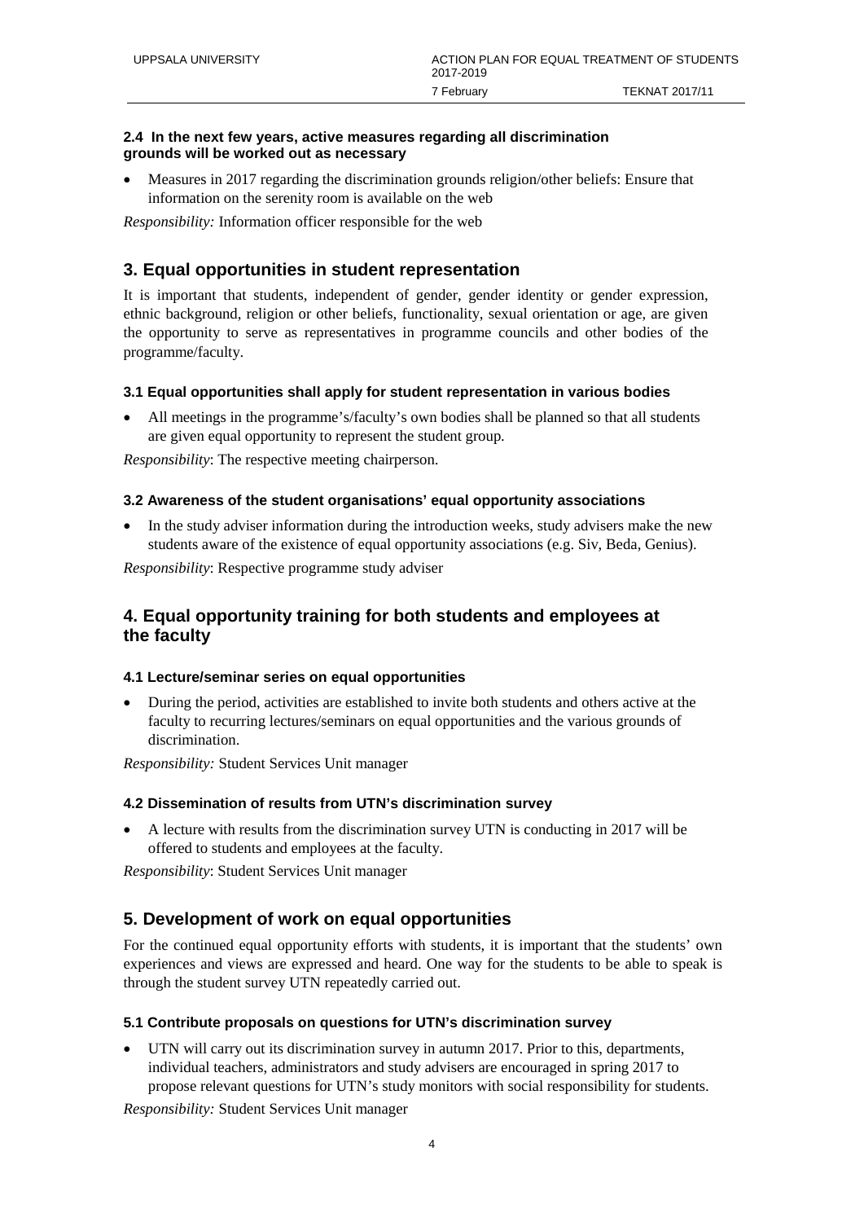### 2.4 In the next few years, active measures regarding all discrimination grounds will be worked out as necessary

- Measures in 2017 regarding the discrimination grounds religion/other beliefs: Ensure that information on the serenity room is available on the web

*Responsibility:* Information officer responsible for the web

## 3. Equal opportunities in student representation

It is important that students, independent of gender, gender identity or gender expression, ethnic background, religion or other beliefs, functionality, sexual orientation or age, are given the opportunity to serve as representatives in programme councils and other bodies of the programme/faculty.

### 3.1 Equal opportunities shall apply for student representation in various bodies

- All meetings in the programme's/faculty's own bodies shall be planned so that all students are given equal opportunity to represent the student group.

*Responsibility*: The respective meeting chairperson.

### 3.2 Awareness of the student organisations' equal opportunity associations

- In the study adviser information during the introduction weeks, study advisers make the new students aware of the existence of equal opportunity associations (e.g. Siv, Beda, Genius).

*Responsibility*: Respective programme study adviser

## 4. Equal opportunity training for both students and employees at the faculty

### 4.1 Lecture/seminar series on equal opportunities

- During the period, activities are established to invite both students and others active at the faculty to recurring lectures/seminars on equal opportunities and the various grounds of discrimination.

*Responsibility:* Student Services Unit manager

### 4.2 Dissemination of results from UTN's discrimination survey

- A lecture with results from the discrimination survey UTN is conducting in 2017 will be offered to students and employees at the faculty.

*Responsibility*: Student Services Unit manager

## 5. Development of work on equal opportunities

For the continued equal opportunity efforts with students, it is important that the students' own experiences and views are expressed and heard. One way for the students to be able to speak is through the student survey UTN repeatedly carried out.

### 5.1 Contribute proposals on questions for UTN's discrimination survey

- UTN will carry out its discrimination survey in autumn 2017. Prior to this, departments, individual teachers, administrators and study advisers are encouraged in spring 2017 to propose relevant questions for UTN's study monitors with social responsibility for students.

*Responsibility:* Student Services Unit manager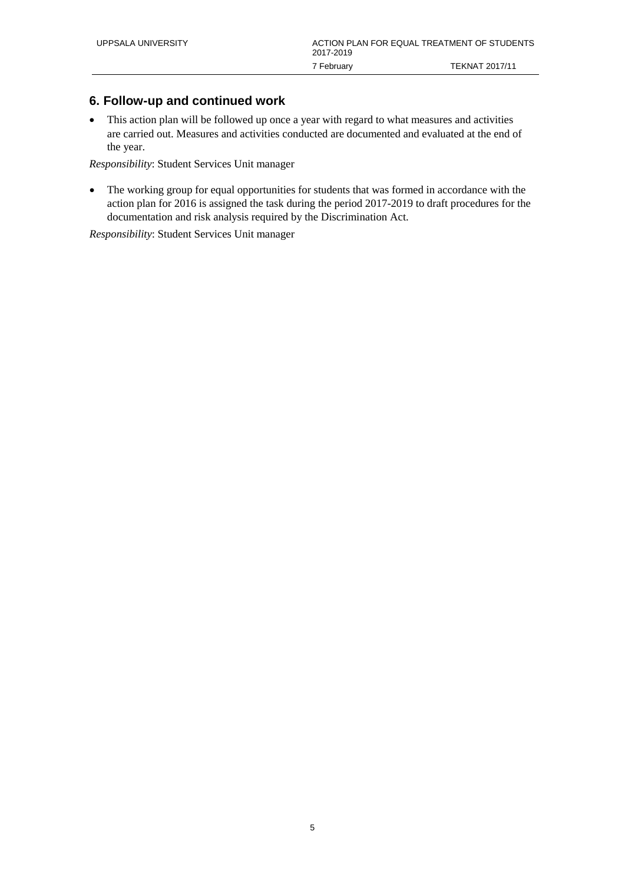## 6. Follow-up and continued work

- This action plan will be followed up once a year with regard to what measures and activities are carried out. Measures and activities conducted are documented and evaluated at the end of the year.

*Responsibility*: Student Services Unit manager

- The working group for equal opportunities for students that was formed in accordance with the action plan for 2016 is assigned the task during the period 2017-2019 to draft procedures for the documentation and risk analysis required by the Discrimination Act.

*Responsibility*: Student Services Unit manager